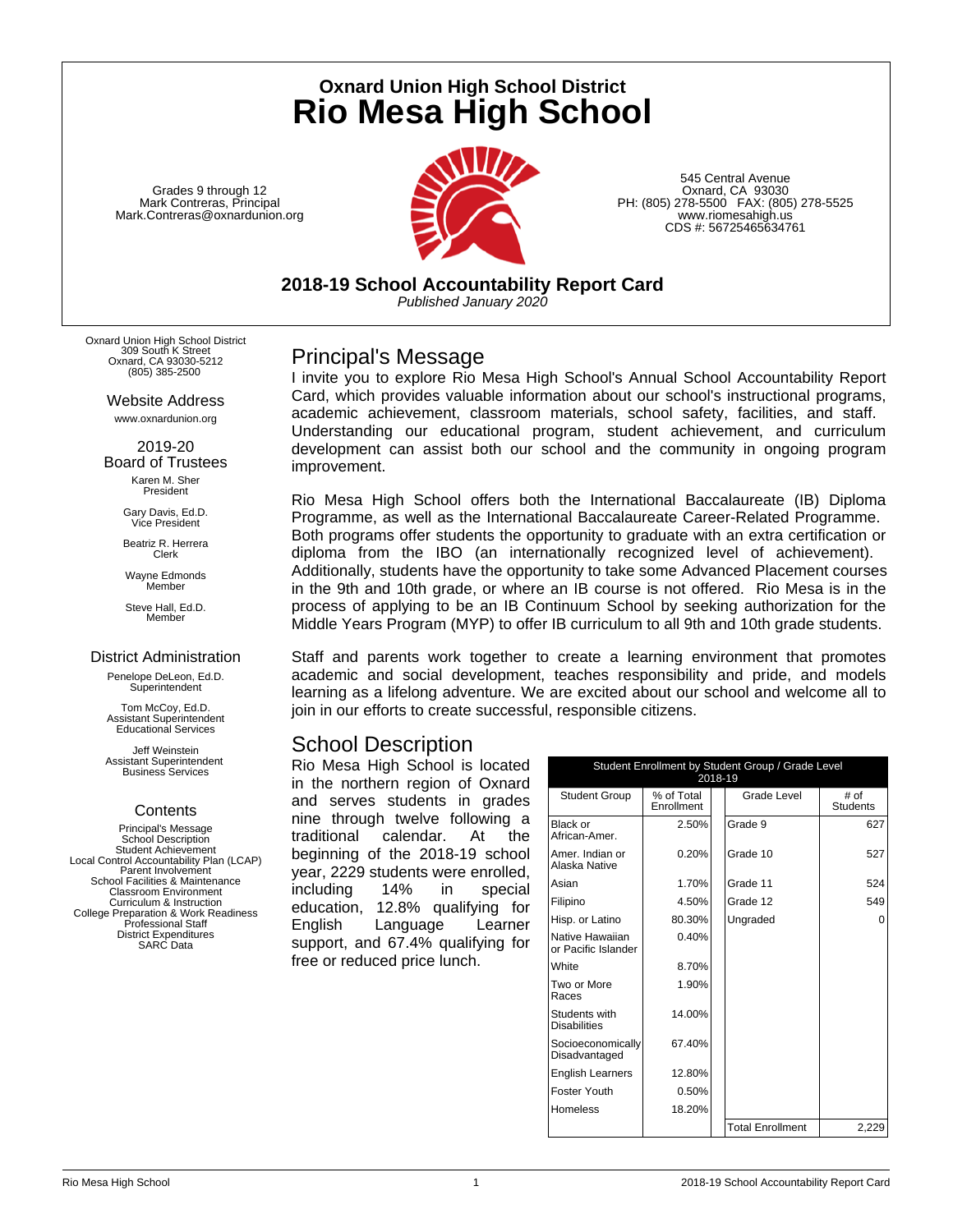# Oxnard Union High School District
# Rio Mesa High School

Grades 9 through 12
Mark Contreras, Principal
Mark.Contreras@oxnardunion.org

545 Central Avenue
Oxnard, CA 93030
PH: (805) 278-5500 FAX: (805) 278-5525
www.riomesahigh.us
CDS #: 56725465634761

## 2018-19 School Accountability Report Card

*Published January 2020*

Oxnard Union High School District
309 South K Street
Oxnard, CA 93030-5212
(805) 385-2500

### Website Address

www.oxnardunion.org

### 2019-20 Board of Trustees

Karen M. Sher
President

Gary Davis, Ed.D.
Vice President

Beatriz R. Herrera
Clerk

Wayne Edmonds
Member

Steve Hall, Ed.D.
Member

### District Administration

Penelope DeLeon, Ed.D.
Superintendent

Tom McCoy, Ed.D.
Assistant Superintendent
Educational Services

Jeff Weinstein
Assistant Superintendent
Business Services

### Contents

Principal's Message
School Description
Student Achievement
Local Control Accountability Plan (LCAP)
Parent Involvement
School Facilities & Maintenance
Classroom Environment
Curriculum & Instruction
College Preparation & Work Readiness
Professional Staff
District Expenditures
SARC Data

## Principal's Message

I invite you to explore Rio Mesa High School's Annual School Accountability Report Card, which provides valuable information about our school's instructional programs, academic achievement, classroom materials, school safety, facilities, and staff. Understanding our educational program, student achievement, and curriculum development can assist both our school and the community in ongoing program improvement.

Rio Mesa High School offers both the International Baccalaureate (IB) Diploma Programme, as well as the International Baccalaureate Career-Related Programme. Both programs offer students the opportunity to graduate with an extra certification or diploma from the IBO (an internationally recognized level of achievement). Additionally, students have the opportunity to take some Advanced Placement courses in the 9th and 10th grade, or where an IB course is not offered. Rio Mesa is in the process of applying to be an IB Continuum School by seeking authorization for the Middle Years Program (MYP) to offer IB curriculum to all 9th and 10th grade students.

Staff and parents work together to create a learning environment that promotes academic and social development, teaches responsibility and pride, and models learning as a lifelong adventure. We are excited about our school and welcome all to join in our efforts to create successful, responsible citizens.

## School Description

Rio Mesa High School is located in the northern region of Oxnard and serves students in grades nine through twelve following a traditional calendar. At the beginning of the 2018-19 school year, 2229 students were enrolled, including 14% in special education, 12.8% qualifying for English Language Learner support, and 67.4% qualifying for free or reduced price lunch.

| Student Enrollment by Student Group / Grade Level 2018-19 | | | |
|---|---|---|---|
| Student Group | % of Total Enrollment | Grade Level | # of Students |
| Black or African-Amer. | 2.50% | Grade 9 | 627 |
| Amer. Indian or Alaska Native | 0.20% | Grade 10 | 527 |
| Asian | 1.70% | Grade 11 | 524 |
| Filipino | 4.50% | Grade 12 | 549 |
| Hisp. or Latino | 80.30% | Ungraded | 0 |
| Native Hawaiian or Pacific Islander | 0.40% | | |
| White | 8.70% | | |
| Two or More Races | 1.90% | | |
| Students with Disabilities | 14.00% | | |
| Socioeconomically Disadvantaged | 67.40% | | |
| English Learners | 12.80% | | |
| Foster Youth | 0.50% | | |
| Homeless | 18.20% | | |
| | | Total Enrollment | 2,229 |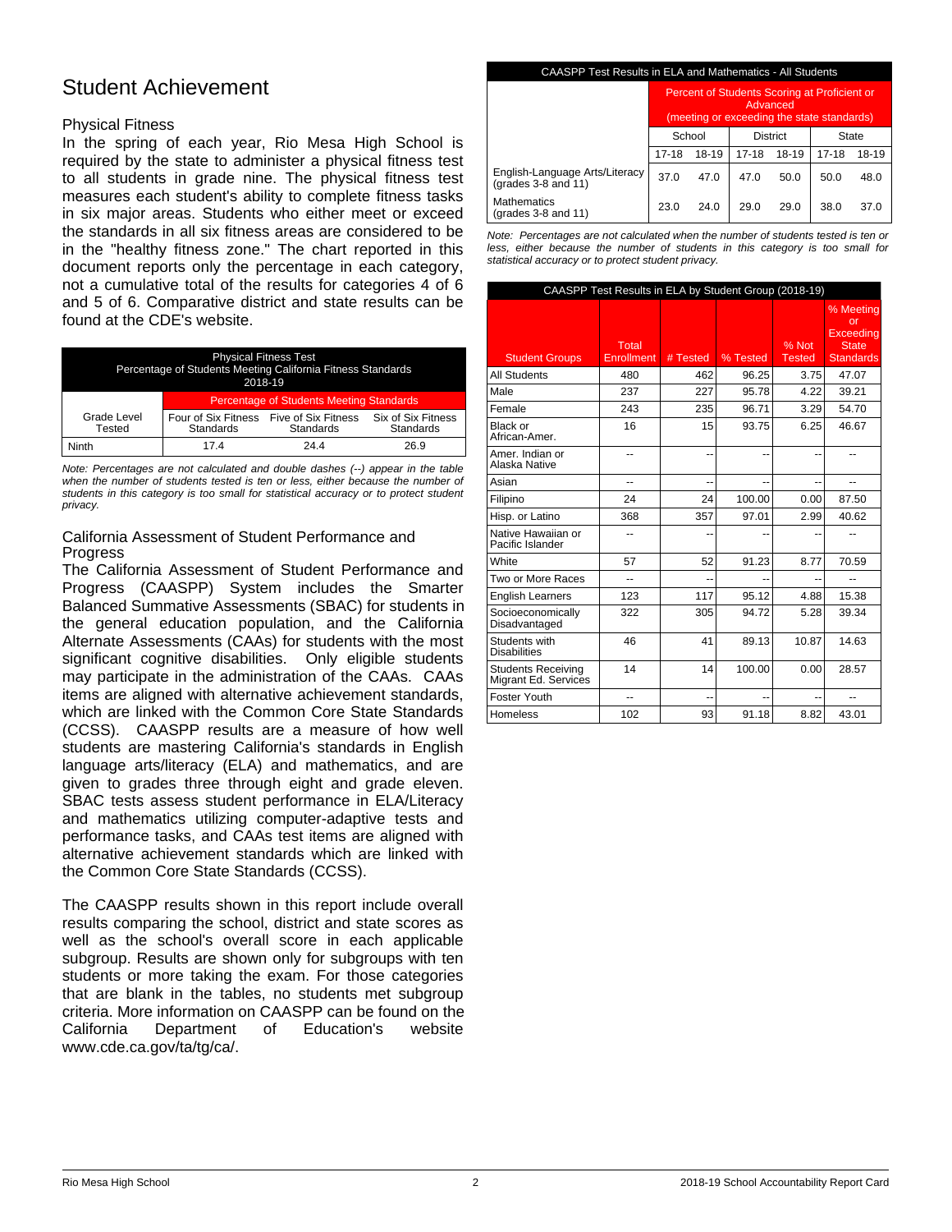# Student Achievement

## Physical Fitness

In the spring of each year, Rio Mesa High School is required by the state to administer a physical fitness test to all students in grade nine. The physical fitness test measures each student's ability to complete fitness tasks in six major areas. Students who either meet or exceed the standards in all six fitness areas are considered to be in the "healthy fitness zone." The chart reported in this document reports only the percentage in each category, not a cumulative total of the results for categories 4 of 6 and 5 of 6. Comparative district and state results can be found at the CDE's website.

| Physical Fitness Test<br>Percentage of Students Meeting California Fitness Standards<br>2018-19 | | | |
|---|---|---|---|
| | Percentage of Students Meeting Standards | | |
| Grade Level Tested | Four of Six Fitness Standards | Five of Six Fitness Standards | Six of Six Fitness Standards |
| Ninth | 17.4 | 24.4 | 26.9 |

*Note: Percentages are not calculated and double dashes (--) appear in the table when the number of students tested is ten or less, either because the number of students in this category is too small for statistical accuracy or to protect student privacy.*

## California Assessment of Student Performance and Progress

The California Assessment of Student Performance and Progress (CAASPP) System includes the Smarter Balanced Summative Assessments (SBAC) for students in the general education population, and the California Alternate Assessments (CAAs) for students with the most significant cognitive disabilities. Only eligible students may participate in the administration of the CAAs. CAAs items are aligned with alternative achievement standards, which are linked with the Common Core State Standards (CCSS). CAASPP results are a measure of how well students are mastering California's standards in English language arts/literacy (ELA) and mathematics, and are given to grades three through eight and grade eleven. SBAC tests assess student performance in ELA/Literacy and mathematics utilizing computer-adaptive tests and performance tasks, and CAAs test items are aligned with alternative achievement standards which are linked with the Common Core State Standards (CCSS).

The CAASPP results shown in this report include overall results comparing the school, district and state scores as well as the school's overall score in each applicable subgroup. Results are shown only for subgroups with ten students or more taking the exam. For those categories that are blank in the tables, no students met subgroup criteria. More information on CAASPP can be found on the California Department of Education's website www.cde.ca.gov/ta/tg/ca/.

| CAASPP Test Results in ELA and Mathematics - All Students | | | | | | |
|---|---|---|---|---|---|---|
| | Percent of Students Scoring at Proficient or Advanced (meeting or exceeding the state standards) | | | | | |
| | School | | District | | State | |
| | 17-18 | 18-19 | 17-18 | 18-19 | 17-18 | 18-19 |
| English-Language Arts/Literacy (grades 3-8 and 11) | 37.0 | 47.0 | 47.0 | 50.0 | 50.0 | 48.0 |
| Mathematics (grades 3-8 and 11) | 23.0 | 24.0 | 29.0 | 29.0 | 38.0 | 37.0 |

*Note: Percentages are not calculated when the number of students tested is ten or less, either because the number of students in this category is too small for statistical accuracy or to protect student privacy.*

| CAASPP Test Results in ELA by Student Group (2018-19) | | | | | |
|---|---|---|---|---|---|
| Student Groups | Total Enrollment | # Tested | % Tested | % Not Tested | % Meeting or Exceeding State Standards |
| All Students | 480 | 462 | 96.25 | 3.75 | 47.07 |
| Male | 237 | 227 | 95.78 | 4.22 | 39.21 |
| Female | 243 | 235 | 96.71 | 3.29 | 54.70 |
| Black or African-Amer. | 16 | 15 | 93.75 | 6.25 | 46.67 |
| Amer. Indian or Alaska Native | -- | -- | -- | -- | -- |
| Asian | -- | -- | -- | -- | -- |
| Filipino | 24 | 24 | 100.00 | 0.00 | 87.50 |
| Hisp. or Latino | 368 | 357 | 97.01 | 2.99 | 40.62 |
| Native Hawaiian or Pacific Islander | -- | -- | -- | -- | -- |
| White | 57 | 52 | 91.23 | 8.77 | 70.59 |
| Two or More Races | -- | -- | -- | -- | -- |
| English Learners | 123 | 117 | 95.12 | 4.88 | 15.38 |
| Socioeconomically Disadvantaged | 322 | 305 | 94.72 | 5.28 | 39.34 |
| Students with Disabilities | 46 | 41 | 89.13 | 10.87 | 14.63 |
| Students Receiving Migrant Ed. Services | 14 | 14 | 100.00 | 0.00 | 28.57 |
| Foster Youth | -- | -- | -- | -- | -- |
| Homeless | 102 | 93 | 91.18 | 8.82 | 43.01 |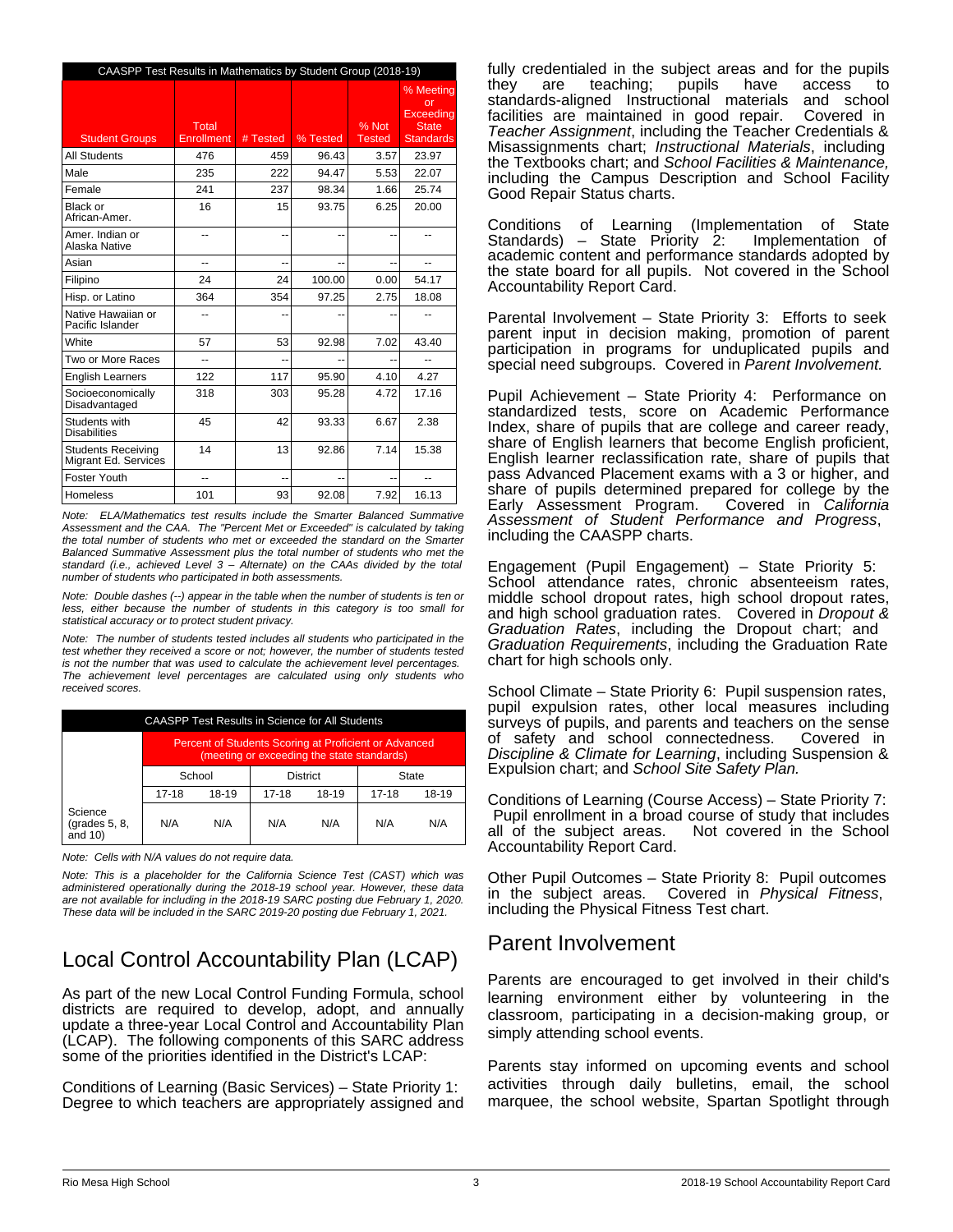| CAASPP Test Results in Mathematics by Student Group (2018-19) | | | | | |
|---|---|---|---|---|---|
| Student Groups | Total Enrollment | # Tested | % Tested | % Not Tested | % Meeting or Exceeding State Standards |
| All Students | 476 | 459 | 96.43 | 3.57 | 23.97 |
| Male | 235 | 222 | 94.47 | 5.53 | 22.07 |
| Female | 241 | 237 | 98.34 | 1.66 | 25.74 |
| Black or African-Amer. | 16 | 15 | 93.75 | 6.25 | 20.00 |
| Amer. Indian or Alaska Native | -- | -- | -- | -- | -- |
| Asian | -- | -- | -- | -- | -- |
| Filipino | 24 | 24 | 100.00 | 0.00 | 54.17 |
| Hisp. or Latino | 364 | 354 | 97.25 | 2.75 | 18.08 |
| Native Hawaiian or Pacific Islander | -- | -- | -- | -- | -- |
| White | 57 | 53 | 92.98 | 7.02 | 43.40 |
| Two or More Races | -- | -- | -- | -- | -- |
| English Learners | 122 | 117 | 95.90 | 4.10 | 4.27 |
| Socioeconomically Disadvantaged | 318 | 303 | 95.28 | 4.72 | 17.16 |
| Students with Disabilities | 45 | 42 | 93.33 | 6.67 | 2.38 |
| Students Receiving Migrant Ed. Services | 14 | 13 | 92.86 | 7.14 | 15.38 |
| Foster Youth | -- | -- | -- | -- | -- |
| Homeless | 101 | 93 | 92.08 | 7.92 | 16.13 |

*Note: ELA/Mathematics test results include the Smarter Balanced Summative Assessment and the CAA. The "Percent Met or Exceeded" is calculated by taking the total number of students who met or exceeded the standard on the Smarter Balanced Summative Assessment plus the total number of students who met the standard (i.e., achieved Level 3 – Alternate) on the CAAs divided by the total number of students who participated in both assessments.*

*Note: Double dashes (--) appear in the table when the number of students is ten or less, either because the number of students in this category is too small for statistical accuracy or to protect student privacy.*

*Note: The number of students tested includes all students who participated in the test whether they received a score or not; however, the number of students tested is not the number that was used to calculate the achievement level percentages. The achievement level percentages are calculated using only students who received scores.*

| CAASPP Test Results in Science for All Students | | | | | | |
|---|---|---|---|---|---|---|
| | Percent of Students Scoring at Proficient or Advanced (meeting or exceeding the state standards) | | | | | |
| | School | | District | | State | |
| | 17-18 | 18-19 | 17-18 | 18-19 | 17-18 | 18-19 |
| Science (grades 5, 8, and 10) | N/A | N/A | N/A | N/A | N/A | N/A |

*Note: Cells with N/A values do not require data.*

*Note: This is a placeholder for the California Science Test (CAST) which was administered operationally during the 2018-19 school year. However, these data are not available for including in the 2018-19 SARC posting due February 1, 2020. These data will be included in the SARC 2019-20 posting due February 1, 2021.*

## Local Control Accountability Plan (LCAP)

As part of the new Local Control Funding Formula, school districts are required to develop, adopt, and annually update a three-year Local Control and Accountability Plan (LCAP). The following components of this SARC address some of the priorities identified in the District's LCAP:

Conditions of Learning (Basic Services) – State Priority 1: Degree to which teachers are appropriately assigned and fully credentialed in the subject areas and for the pupils they are teaching; pupils have access to standards-aligned Instructional materials and school facilities are maintained in good repair. Covered in *Teacher Assignment*, including the Teacher Credentials & Misassignments chart; *Instructional Materials*, including the Textbooks chart; and *School Facilities & Maintenance,* including the Campus Description and School Facility Good Repair Status charts.

Conditions of Learning (Implementation of State Standards) – State Priority 2: Implementation of academic content and performance standards adopted by the state board for all pupils. Not covered in the School Accountability Report Card.

Parental Involvement – State Priority 3: Efforts to seek parent input in decision making, promotion of parent participation in programs for unduplicated pupils and special need subgroups. Covered in *Parent Involvement.*

Pupil Achievement – State Priority 4: Performance on standardized tests, score on Academic Performance Index, share of pupils that are college and career ready, share of English learners that become English proficient, English learner reclassification rate, share of pupils that pass Advanced Placement exams with a 3 or higher, and share of pupils determined prepared for college by the Early Assessment Program. Covered in *California Assessment of Student Performance and Progress*, including the CAASPP charts.

Engagement (Pupil Engagement) – State Priority 5: School attendance rates, chronic absenteeism rates, middle school dropout rates, high school dropout rates, and high school graduation rates. Covered in *Dropout & Graduation Rates*, including the Dropout chart; and *Graduation Requirements*, including the Graduation Rate chart for high schools only.

School Climate – State Priority 6: Pupil suspension rates, pupil expulsion rates, other local measures including surveys of pupils, and parents and teachers on the sense of safety and school connectedness. Covered in *Discipline & Climate for Learning*, including Suspension & Expulsion chart; and *School Site Safety Plan.*

Conditions of Learning (Course Access) – State Priority 7: Pupil enrollment in a broad course of study that includes all of the subject areas. Not covered in the School Accountability Report Card.

Other Pupil Outcomes – State Priority 8: Pupil outcomes in the subject areas. Covered in *Physical Fitness*, including the Physical Fitness Test chart.

## Parent Involvement

Parents are encouraged to get involved in their child's learning environment either by volunteering in the classroom, participating in a decision-making group, or simply attending school events.

Parents stay informed on upcoming events and school activities through daily bulletins, email, the school marquee, the school website, Spartan Spotlight through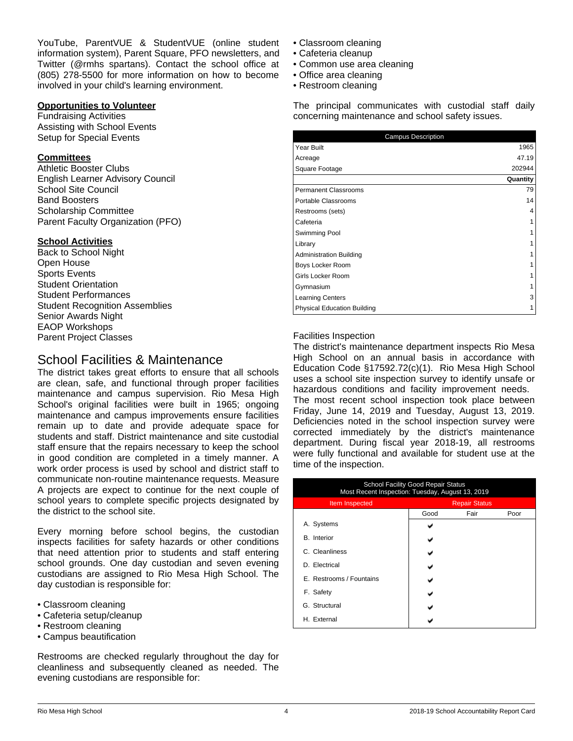YouTube, ParentVUE & StudentVUE (online student information system), Parent Square, PFO newsletters, and Twitter (@rmhs spartans). Contact the school office at (805) 278-5500 for more information on how to become involved in your child's learning environment.

**Opportunities to Volunteer**
Fundraising Activities
Assisting with School Events
Setup for Special Events

**Committees**
Athletic Booster Clubs
English Learner Advisory Council
School Site Council
Band Boosters
Scholarship Committee
Parent Faculty Organization (PFO)

**School Activities**
Back to School Night
Open House
Sports Events
Student Orientation
Student Performances
Student Recognition Assemblies
Senior Awards Night
EAOP Workshops
Parent Project Classes

## School Facilities & Maintenance

The district takes great efforts to ensure that all schools are clean, safe, and functional through proper facilities maintenance and campus supervision. Rio Mesa High School's original facilities were built in 1965; ongoing maintenance and campus improvements ensure facilities remain up to date and provide adequate space for students and staff. District maintenance and site custodial staff ensure that the repairs necessary to keep the school in good condition are completed in a timely manner. A work order process is used by school and district staff to communicate non-routine maintenance requests. Measure A projects are expect to continue for the next couple of school years to complete specific projects designated by the district to the school site.

Every morning before school begins, the custodian inspects facilities for safety hazards or other conditions that need attention prior to students and staff entering school grounds. One day custodian and seven evening custodians are assigned to Rio Mesa High School. The day custodian is responsible for:

- Classroom cleaning
- Cafeteria setup/cleanup
- Restroom cleaning
- Campus beautification

Restrooms are checked regularly throughout the day for cleanliness and subsequently cleaned as needed. The evening custodians are responsible for:

- Classroom cleaning
- Cafeteria cleanup
- Common use area cleaning
- Office area cleaning
- Restroom cleaning

The principal communicates with custodial staff daily concerning maintenance and school safety issues.

| Campus Description | |
|---|---|
| Year Built | 1965 |
| Acreage | 47.19 |
| Square Footage | 202944 |
| | **Quantity** |
| Permanent Classrooms | 79 |
| Portable Classrooms | 14 |
| Restrooms (sets) | 4 |
| Cafeteria | 1 |
| Swimming Pool | 1 |
| Library | 1 |
| Administration Building | 1 |
| Boys Locker Room | 1 |
| Girls Locker Room | 1 |
| Gymnasium | 1 |
| Learning Centers | 3 |
| Physical Education Building | 1 |

Facilities Inspection
The district's maintenance department inspects Rio Mesa High School on an annual basis in accordance with Education Code §17592.72(c)(1). Rio Mesa High School uses a school site inspection survey to identify unsafe or hazardous conditions and facility improvement needs. The most recent school inspection took place between Friday, June 14, 2019 and Tuesday, August 13, 2019. Deficiencies noted in the school inspection survey were corrected immediately by the district's maintenance department. During fiscal year 2018-19, all restrooms were fully functional and available for student use at the time of the inspection.

| School Facility Good Repair Status<br>Most Recent Inspection: Tuesday, August 13, 2019 | | | |
|---|---|---|---|
| Item Inspected | Repair Status | | |
| | Good | Fair | Poor |
| A. Systems | ✔ | | |
| B. Interior | ✔ | | |
| C. Cleanliness | ✔ | | |
| D. Electrical | ✔ | | |
| E. Restrooms / Fountains | ✔ | | |
| F. Safety | ✔ | | |
| G. Structural | ✔ | | |
| H. External | ✔ | | |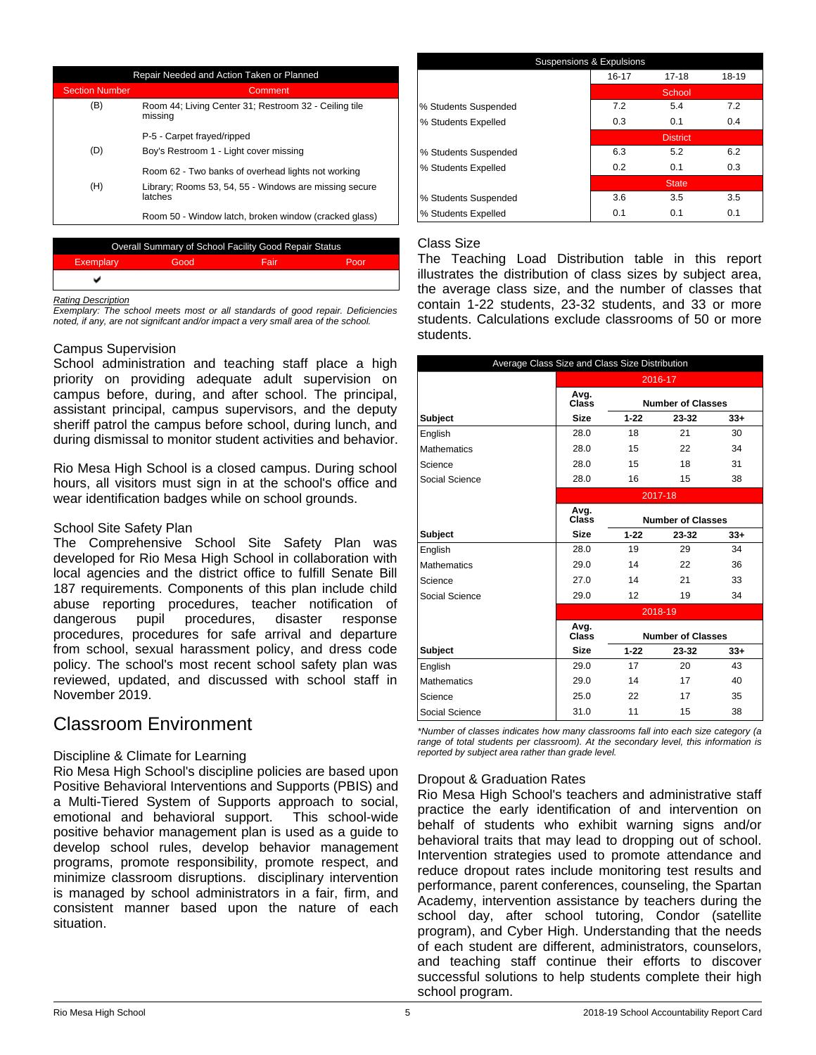| Repair Needed and Action Taken or Planned | |
|---|---|
| **Section Number** | **Comment** |
| (B) | Room 44; Living Center 31; Restroom 32 - Ceiling tile missing |
| | P-5 - Carpet frayed/ripped |
| (D) | Boy's Restroom 1 - Light cover missing |
| | Room 62 - Two banks of overhead lights not working |
| (H) | Library; Rooms 53, 54, 55 - Windows are missing secure latches |
| | Room 50 - Window latch, broken window (cracked glass) |

| Overall Summary of School Facility Good Repair Status | | | |
|---|---|---|---|
| Exemplary | Good | Fair | Poor |
| ✔ | | | |

*Rating Description*
*Exemplary: The school meets most or all standards of good repair. Deficiencies noted, if any, are not signifcant and/or impact a very small area of the school.*

### Campus Supervision

School administration and teaching staff place a high priority on providing adequate adult supervision on campus before, during, and after school. The principal, assistant principal, campus supervisors, and the deputy sheriff patrol the campus before school, during lunch, and during dismissal to monitor student activities and behavior.

Rio Mesa High School is a closed campus. During school hours, all visitors must sign in at the school's office and wear identification badges while on school grounds.

### School Site Safety Plan

The Comprehensive School Site Safety Plan was developed for Rio Mesa High School in collaboration with local agencies and the district office to fulfill Senate Bill 187 requirements. Components of this plan include child abuse reporting procedures, teacher notification of dangerous pupil procedures, disaster response procedures, procedures for safe arrival and departure from school, sexual harassment policy, and dress code policy. The school's most recent school safety plan was reviewed, updated, and discussed with school staff in November 2019.

## Classroom Environment

### Discipline & Climate for Learning

Rio Mesa High School's discipline policies are based upon Positive Behavioral Interventions and Supports (PBIS) and a Multi-Tiered System of Supports approach to social, emotional and behavioral support. This school-wide positive behavior management plan is used as a guide to develop school rules, develop behavior management programs, promote responsibility, promote respect, and minimize classroom disruptions. disciplinary intervention is managed by school administrators in a fair, firm, and consistent manner based upon the nature of each situation.

| Suspensions & Expulsions | | | |
|---|---|---|---|
| | 16-17 | 17-18 | 18-19 |
| | School | | |
| % Students Suspended | 7.2 | 5.4 | 7.2 |
| % Students Expelled | 0.3 | 0.1 | 0.4 |
| | District | | |
| % Students Suspended | 6.3 | 5.2 | 6.2 |
| % Students Expelled | 0.2 | 0.1 | 0.3 |
| | State | | |
| % Students Suspended | 3.6 | 3.5 | 3.5 |
| % Students Expelled | 0.1 | 0.1 | 0.1 |

### Class Size

The Teaching Load Distribution table in this report illustrates the distribution of class sizes by subject area, the average class size, and the number of classes that contain 1-22 students, 23-32 students, and 33 or more students. Calculations exclude classrooms of 50 or more students.

| Average Class Size and Class Size Distribution | | | | |
|---|---|---|---|---|
| | 2016-17 | | | |
| | Avg. Class | Number of Classes | | |
| **Subject** | **Size** | **1-22** | **23-32** | **33+** |
| English | 28.0 | 18 | 21 | 30 |
| Mathematics | 28.0 | 15 | 22 | 34 |
| Science | 28.0 | 15 | 18 | 31 |
| Social Science | 28.0 | 16 | 15 | 38 |
| | 2017-18 | | | |
| | Avg. Class | Number of Classes | | |
| **Subject** | **Size** | **1-22** | **23-32** | **33+** |
| English | 28.0 | 19 | 29 | 34 |
| Mathematics | 29.0 | 14 | 22 | 36 |
| Science | 27.0 | 14 | 21 | 33 |
| Social Science | 29.0 | 12 | 19 | 34 |
| | 2018-19 | | | |
| | Avg. Class | Number of Classes | | |
| **Subject** | **Size** | **1-22** | **23-32** | **33+** |
| English | 29.0 | 17 | 20 | 43 |
| Mathematics | 29.0 | 14 | 17 | 40 |
| Science | 25.0 | 22 | 17 | 35 |
| Social Science | 31.0 | 11 | 15 | 38 |

*\*Number of classes indicates how many classrooms fall into each size category (a range of total students per classroom). At the secondary level, this information is reported by subject area rather than grade level.*

### Dropout & Graduation Rates

Rio Mesa High School's teachers and administrative staff practice the early identification of and intervention on behalf of students who exhibit warning signs and/or behavioral traits that may lead to dropping out of school. Intervention strategies used to promote attendance and reduce dropout rates include monitoring test results and performance, parent conferences, counseling, the Spartan Academy, intervention assistance by teachers during the school day, after school tutoring, Condor (satellite program), and Cyber High. Understanding that the needs of each student are different, administrators, counselors, and teaching staff continue their efforts to discover successful solutions to help students complete their high school program.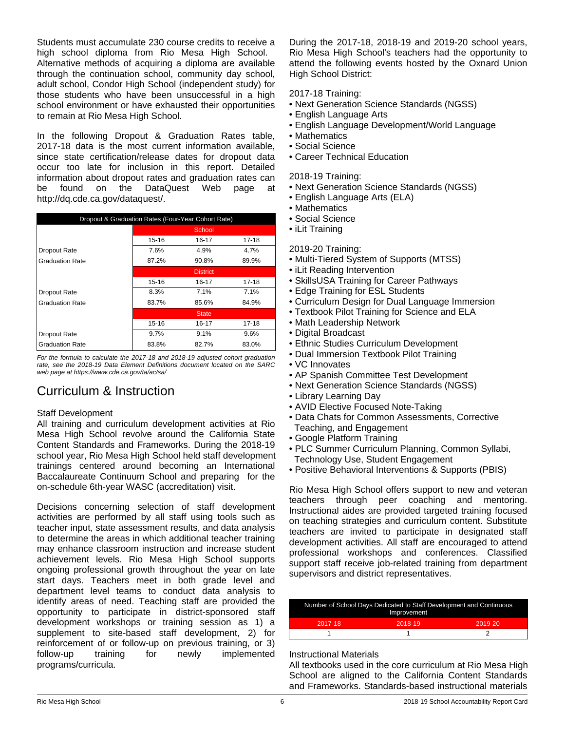Students must accumulate 230 course credits to receive a high school diploma from Rio Mesa High School. Alternative methods of acquiring a diploma are available through the continuation school, community day school, adult school, Condor High School (independent study) for those students who have been unsuccessful in a high school environment or have exhausted their opportunities to remain at Rio Mesa High School.

In the following Dropout & Graduation Rates table, 2017-18 data is the most current information available, since state certification/release dates for dropout data occur too late for inclusion in this report. Detailed information about dropout rates and graduation rates can be found on the DataQuest Web page at http://dq.cde.ca.gov/dataquest/.

| Dropout & Graduation Rates (Four-Year Cohort Rate) | | | |
|---|---|---|---|
| | School | | |
| | 15-16 | 16-17 | 17-18 |
| Dropout Rate | 7.6% | 4.9% | 4.7% |
| Graduation Rate | 87.2% | 90.8% | 89.9% |
| | District | | |
| | 15-16 | 16-17 | 17-18 |
| Dropout Rate | 8.3% | 7.1% | 7.1% |
| Graduation Rate | 83.7% | 85.6% | 84.9% |
| | State | | |
| | 15-16 | 16-17 | 17-18 |
| Dropout Rate | 9.7% | 9.1% | 9.6% |
| Graduation Rate | 83.8% | 82.7% | 83.0% |

*For the formula to calculate the 2017-18 and 2018-19 adjusted cohort graduation rate, see the 2018-19 Data Element Definitions document located on the SARC web page at https://www.cde.ca.gov/ta/ac/sa/*

# Curriculum & Instruction

## Staff Development

All training and curriculum development activities at Rio Mesa High School revolve around the California State Content Standards and Frameworks. During the 2018-19 school year, Rio Mesa High School held staff development trainings centered around becoming an International Baccalaureate Continuum School and preparing for the on-schedule 6th-year WASC (accreditation) visit.

Decisions concerning selection of staff development activities are performed by all staff using tools such as teacher input, state assessment results, and data analysis to determine the areas in which additional teacher training may enhance classroom instruction and increase student achievement levels. Rio Mesa High School supports ongoing professional growth throughout the year on late start days. Teachers meet in both grade level and department level teams to conduct data analysis to identify areas of need. Teaching staff are provided the opportunity to participate in district-sponsored staff development workshops or training session as 1) a supplement to site-based staff development, 2) for reinforcement of or follow-up on previous training, or 3) follow-up training for newly implemented programs/curricula.

During the 2017-18, 2018-19 and 2019-20 school years, Rio Mesa High School's teachers had the opportunity to attend the following events hosted by the Oxnard Union High School District:

2017-18 Training:
- Next Generation Science Standards (NGSS)
- English Language Arts
- English Language Development/World Language
- Mathematics
- Social Science
- Career Technical Education

2018-19 Training:
- Next Generation Science Standards (NGSS)
- English Language Arts (ELA)
- Mathematics
- Social Science
- iLit Training

2019-20 Training:
- Multi-Tiered System of Supports (MTSS)
- iLit Reading Intervention
- SkillsUSA Training for Career Pathways
- Edge Training for ESL Students
- Curriculum Design for Dual Language Immersion
- Textbook Pilot Training for Science and ELA
- Math Leadership Network
- Digital Broadcast
- Ethnic Studies Curriculum Development
- Dual Immersion Textbook Pilot Training
- VC Innovates
- AP Spanish Committee Test Development
- Next Generation Science Standards (NGSS)
- Library Learning Day
- AVID Elective Focused Note-Taking
- Data Chats for Common Assessments, Corrective Teaching, and Engagement
- Google Platform Training
- PLC Summer Curriculum Planning, Common Syllabi, Technology Use, Student Engagement
- Positive Behavioral Interventions & Supports (PBIS)

Rio Mesa High School offers support to new and veteran teachers through peer coaching and mentoring. Instructional aides are provided targeted training focused on teaching strategies and curriculum content. Substitute teachers are invited to participate in designated staff development activities. All staff are encouraged to attend professional workshops and conferences. Classified support staff receive job-related training from department supervisors and district representatives.

| Number of School Days Dedicated to Staff Development and Continuous Improvement | | |
|---|---|---|
| 2017-18 | 2018-19 | 2019-20 |
| 1 | 1 | 2 |

## Instructional Materials

All textbooks used in the core curriculum at Rio Mesa High School are aligned to the California Content Standards and Frameworks. Standards-based instructional materials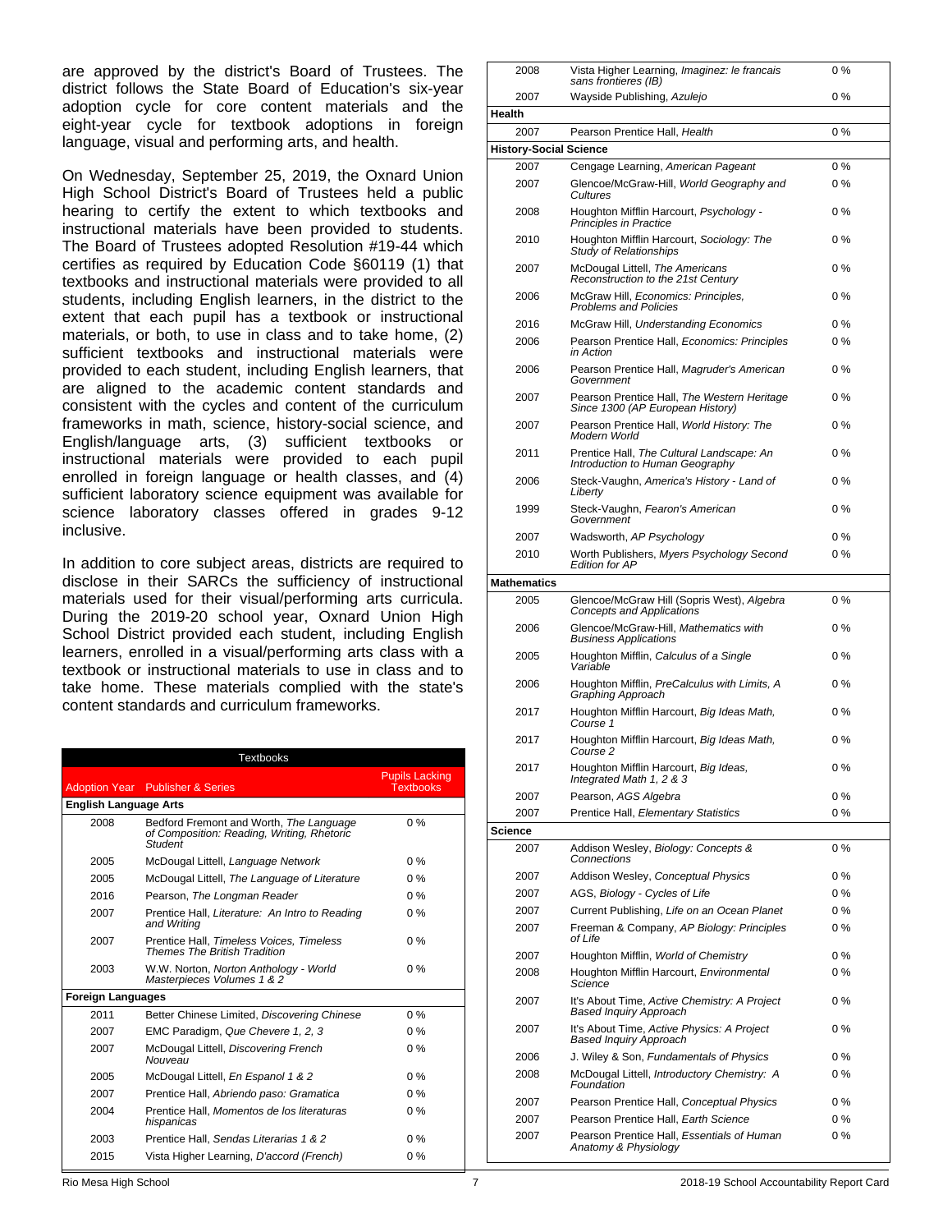are approved by the district's Board of Trustees. The district follows the State Board of Education's six-year adoption cycle for core content materials and the eight-year cycle for textbook adoptions in foreign language, visual and performing arts, and health.

On Wednesday, September 25, 2019, the Oxnard Union High School District's Board of Trustees held a public hearing to certify the extent to which textbooks and instructional materials have been provided to students. The Board of Trustees adopted Resolution #19-44 which certifies as required by Education Code §60119 (1) that textbooks and instructional materials were provided to all students, including English learners, in the district to the extent that each pupil has a textbook or instructional materials, or both, to use in class and to take home, (2) sufficient textbooks and instructional materials were provided to each student, including English learners, that are aligned to the academic content standards and consistent with the cycles and content of the curriculum frameworks in math, science, history-social science, and English/language arts, (3) sufficient textbooks or instructional materials were provided to each pupil enrolled in foreign language or health classes, and (4) sufficient laboratory science equipment was available for science laboratory classes offered in grades 9-12 inclusive.

In addition to core subject areas, districts are required to disclose in their SARCs the sufficiency of instructional materials used for their visual/performing arts curricula. During the 2019-20 school year, Oxnard Union High School District provided each student, including English learners, enrolled in a visual/performing arts class with a textbook or instructional materials to use in class and to take home. These materials complied with the state's content standards and curriculum frameworks.

**Textbooks**

| Adoption Year | Publisher & Series | Pupils Lacking Textbooks |
|---|---|---|
| **English Language Arts** | | |
| 2008 | Bedford Fremont and Worth, *The Language of Composition: Reading, Writing, Rhetoric Student* | 0 % |
| 2005 | McDougal Littell, *Language Network* | 0 % |
| 2005 | McDougal Littell, *The Language of Literature* | 0 % |
| 2016 | Pearson, *The Longman Reader* | 0 % |
| 2007 | Prentice Hall, *Literature: An Intro to Reading and Writing* | 0 % |
| 2007 | Prentice Hall, *Timeless Voices, Timeless Themes The British Tradition* | 0 % |
| 2003 | W.W. Norton, *Norton Anthology - World Masterpieces Volumes 1 & 2* | 0 % |
| **Foreign Languages** | | |
| 2011 | Better Chinese Limited, *Discovering Chinese* | 0 % |
| 2007 | EMC Paradigm, *Que Chevere 1, 2, 3* | 0 % |
| 2007 | McDougal Littell, *Discovering French Nouveau* | 0 % |
| 2005 | McDougal Littell, *En Espanol 1 & 2* | 0 % |
| 2007 | Prentice Hall, *Abriendo paso: Gramatica* | 0 % |
| 2004 | Prentice Hall, *Momentos de los literaturas hispanicas* | 0 % |
| 2003 | Prentice Hall, *Sendas Literarias 1 & 2* | 0 % |
| 2015 | Vista Higher Learning, *D'accord (French)* | 0 % |
| 2008 | Vista Higher Learning, *Imaginez: le francais sans frontieres (IB)* | 0 % |
| 2007 | Wayside Publishing, *Azulejo* | 0 % |
| **Health** | | |
| 2007 | Pearson Prentice Hall, *Health* | 0 % |
| **History-Social Science** | | |
| 2007 | Cengage Learning, *American Pageant* | 0 % |
| 2007 | Glencoe/McGraw-Hill, *World Geography and Cultures* | 0 % |
| 2008 | Houghton Mifflin Harcourt, *Psychology - Principles in Practice* | 0 % |
| 2010 | Houghton Mifflin Harcourt, *Sociology: The Study of Relationships* | 0 % |
| 2007 | McDougal Littell, *The Americans Reconstruction to the 21st Century* | 0 % |
| 2006 | McGraw Hill, *Economics: Principles, Problems and Policies* | 0 % |
| 2016 | McGraw Hill, *Understanding Economics* | 0 % |
| 2006 | Pearson Prentice Hall, *Economics: Principles in Action* | 0 % |
| 2006 | Pearson Prentice Hall, *Magruder's American Government* | 0 % |
| 2007 | Pearson Prentice Hall, *The Western Heritage Since 1300 (AP European History)* | 0 % |
| 2007 | Pearson Prentice Hall, *World History: The Modern World* | 0 % |
| 2011 | Prentice Hall, *The Cultural Landscape: An Introduction to Human Geography* | 0 % |
| 2006 | Steck-Vaughn, *America's History - Land of Liberty* | 0 % |
| 1999 | Steck-Vaughn, *Fearon's American Government* | 0 % |
| 2007 | Wadsworth, *AP Psychology* | 0 % |
| 2010 | Worth Publishers, *Myers Psychology Second Edition for AP* | 0 % |
| **Mathematics** | | |
| 2005 | Glencoe/McGraw Hill (Sopris West), *Algebra Concepts and Applications* | 0 % |
| 2006 | Glencoe/McGraw-Hill, *Mathematics with Business Applications* | 0 % |
| 2005 | Houghton Mifflin, *Calculus of a Single Variable* | 0 % |
| 2006 | Houghton Mifflin, *PreCalculus with Limits, A Graphing Approach* | 0 % |
| 2017 | Houghton Mifflin Harcourt, *Big Ideas Math, Course 1* | 0 % |
| 2017 | Houghton Mifflin Harcourt, *Big Ideas Math, Course 2* | 0 % |
| 2017 | Houghton Mifflin Harcourt, *Big Ideas, Integrated Math 1, 2 & 3* | 0 % |
| 2007 | Pearson, *AGS Algebra* | 0 % |
| 2007 | Prentice Hall, *Elementary Statistics* | 0 % |
| **Science** | | |
| 2007 | Addison Wesley, *Biology: Concepts & Connections* | 0 % |
| 2007 | Addison Wesley, *Conceptual Physics* | 0 % |
| 2007 | AGS, *Biology - Cycles of Life* | 0 % |
| 2007 | Current Publishing, *Life on an Ocean Planet* | 0 % |
| 2007 | Freeman & Company, *AP Biology: Principles of Life* | 0 % |
| 2007 | Houghton Mifflin, *World of Chemistry* | 0 % |
| 2008 | Houghton Mifflin Harcourt, *Environmental Science* | 0 % |
| 2007 | It's About Time, *Active Chemistry: A Project Based Inquiry Approach* | 0 % |
| 2007 | It's About Time, *Active Physics: A Project Based Inquiry Approach* | 0 % |
| 2006 | J. Wiley & Son, *Fundamentals of Physics* | 0 % |
| 2008 | McDougal Littell, *Introductory Chemistry: A Foundation* | 0 % |
| 2007 | Pearson Prentice Hall, *Conceptual Physics* | 0 % |
| 2007 | Pearson Prentice Hall, *Earth Science* | 0 % |
| 2007 | Pearson Prentice Hall, *Essentials of Human Anatomy & Physiology* | 0 % |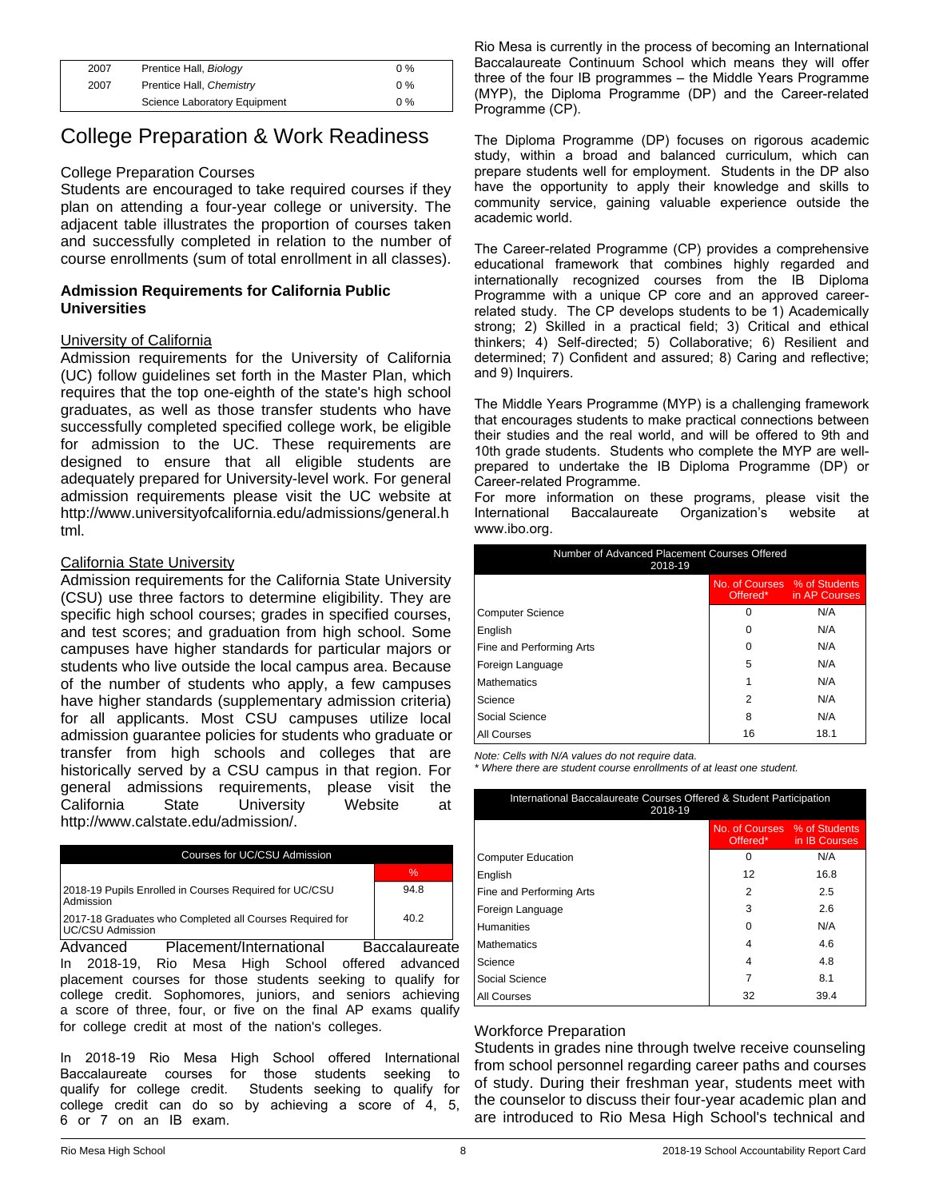| 2007 | Prentice Hall, *Biology* | 0 % |
|---|---|---|
| 2007 | Prentice Hall, *Chemistry* | 0 % |
| | Science Laboratory Equipment | 0 % |

# College Preparation & Work Readiness

### College Preparation Courses

Students are encouraged to take required courses if they plan on attending a four-year college or university. The adjacent table illustrates the proportion of courses taken and successfully completed in relation to the number of course enrollments (sum of total enrollment in all classes).

### Admission Requirements for California Public Universities

#### University of California

Admission requirements for the University of California (UC) follow guidelines set forth in the Master Plan, which requires that the top one-eighth of the state's high school graduates, as well as those transfer students who have successfully completed specified college work, be eligible for admission to the UC. These requirements are designed to ensure that all eligible students are adequately prepared for University-level work. For general admission requirements please visit the UC website at http://www.universityofcalifornia.edu/admissions/general.html.

#### California State University

Admission requirements for the California State University (CSU) use three factors to determine eligibility. They are specific high school courses; grades in specified courses, and test scores; and graduation from high school. Some campuses have higher standards for particular majors or students who live outside the local campus area. Because of the number of students who apply, a few campuses have higher standards (supplementary admission criteria) for all applicants. Most CSU campuses utilize local admission guarantee policies for students who graduate or transfer from high schools and colleges that are historically served by a CSU campus in that region. For general admissions requirements, please visit the California State University Website at http://www.calstate.edu/admission/.

| Courses for UC/CSU Admission | % |
|---|---|
| 2018-19 Pupils Enrolled in Courses Required for UC/CSU Admission | 94.8 |
| 2017-18 Graduates who Completed all Courses Required for UC/CSU Admission | 40.2 |

### Advanced Placement/International Baccalaureate

In 2018-19, Rio Mesa High School offered advanced placement courses for those students seeking to qualify for college credit. Sophomores, juniors, and seniors achieving a score of three, four, or five on the final AP exams qualify for college credit at most of the nation's colleges.

In 2018-19 Rio Mesa High School offered International Baccalaureate courses for those students seeking to qualify for college credit. Students seeking to qualify for college credit can do so by achieving a score of 4, 5, 6 or 7 on an IB exam.

Rio Mesa is currently in the process of becoming an International Baccalaureate Continuum School which means they will offer three of the four IB programmes – the Middle Years Programme (MYP), the Diploma Programme (DP) and the Career-related Programme (CP).

The Diploma Programme (DP) focuses on rigorous academic study, within a broad and balanced curriculum, which can prepare students well for employment. Students in the DP also have the opportunity to apply their knowledge and skills to community service, gaining valuable experience outside the academic world.

The Career-related Programme (CP) provides a comprehensive educational framework that combines highly regarded and internationally recognized courses from the IB Diploma Programme with a unique CP core and an approved career-related study. The CP develops students to be 1) Academically strong; 2) Skilled in a practical field; 3) Critical and ethical thinkers; 4) Self-directed; 5) Collaborative; 6) Resilient and determined; 7) Confident and assured; 8) Caring and reflective; and 9) Inquirers.

The Middle Years Programme (MYP) is a challenging framework that encourages students to make practical connections between their studies and the real world, and will be offered to 9th and 10th grade students. Students who complete the MYP are well-prepared to undertake the IB Diploma Programme (DP) or Career-related Programme.

For more information on these programs, please visit the International Baccalaureate Organization's website at www.ibo.org.

| Number of Advanced Placement Courses Offered 2018-19 | No. of Courses Offered* | % of Students in AP Courses |
|---|---|---|
| Computer Science | 0 | N/A |
| English | 0 | N/A |
| Fine and Performing Arts | 0 | N/A |
| Foreign Language | 5 | N/A |
| Mathematics | 1 | N/A |
| Science | 2 | N/A |
| Social Science | 8 | N/A |
| All Courses | 16 | 18.1 |

*Note: Cells with N/A values do not require data.*

*\* Where there are student course enrollments of at least one student.*

| International Baccalaureate Courses Offered & Student Participation 2018-19 | No. of Courses Offered* | % of Students in IB Courses |
|---|---|---|
| Computer Education | 0 | N/A |
| English | 12 | 16.8 |
| Fine and Performing Arts | 2 | 2.5 |
| Foreign Language | 3 | 2.6 |
| Humanities | 0 | N/A |
| Mathematics | 4 | 4.6 |
| Science | 4 | 4.8 |
| Social Science | 7 | 8.1 |
| All Courses | 32 | 39.4 |

### Workforce Preparation

Students in grades nine through twelve receive counseling from school personnel regarding career paths and courses of study. During their freshman year, students meet with the counselor to discuss their four-year academic plan and are introduced to Rio Mesa High School's technical and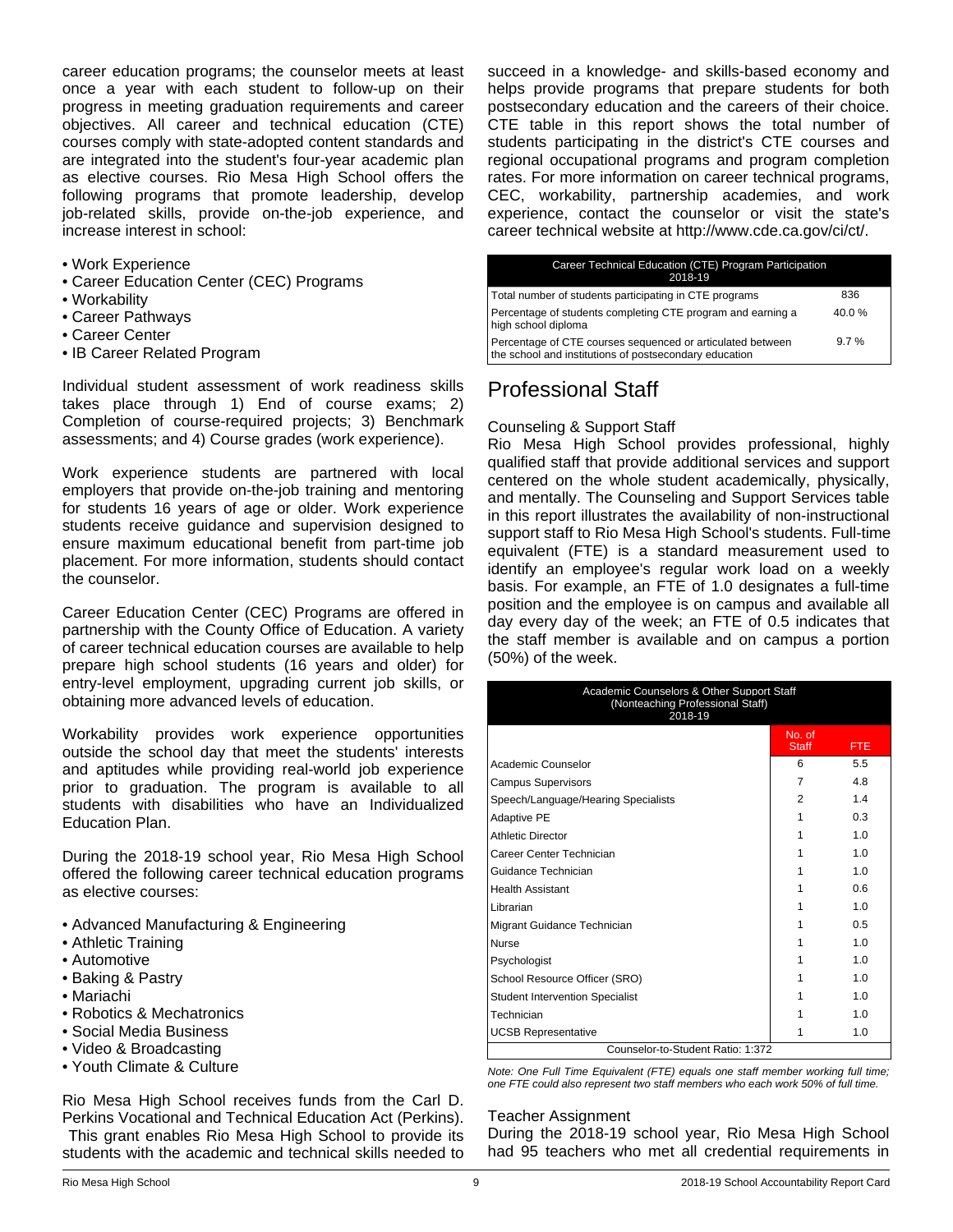career education programs; the counselor meets at least once a year with each student to follow-up on their progress in meeting graduation requirements and career objectives. All career and technical education (CTE) courses comply with state-adopted content standards and are integrated into the student's four-year academic plan as elective courses. Rio Mesa High School offers the following programs that promote leadership, develop job-related skills, provide on-the-job experience, and increase interest in school:

- Work Experience
- Career Education Center (CEC) Programs
- Workability
- Career Pathways
- Career Center
- IB Career Related Program

Individual student assessment of work readiness skills takes place through 1) End of course exams; 2) Completion of course-required projects; 3) Benchmark assessments; and 4) Course grades (work experience).

Work experience students are partnered with local employers that provide on-the-job training and mentoring for students 16 years of age or older. Work experience students receive guidance and supervision designed to ensure maximum educational benefit from part-time job placement. For more information, students should contact the counselor.

Career Education Center (CEC) Programs are offered in partnership with the County Office of Education. A variety of career technical education courses are available to help prepare high school students (16 years and older) for entry-level employment, upgrading current job skills, or obtaining more advanced levels of education.

Workability provides work experience opportunities outside the school day that meet the students' interests and aptitudes while providing real-world job experience prior to graduation. The program is available to all students with disabilities who have an Individualized Education Plan.

During the 2018-19 school year, Rio Mesa High School offered the following career technical education programs as elective courses:

- Advanced Manufacturing & Engineering
- Athletic Training
- Automotive
- Baking & Pastry
- Mariachi
- Robotics & Mechatronics
- Social Media Business
- Video & Broadcasting
- Youth Climate & Culture

Rio Mesa High School receives funds from the Carl D. Perkins Vocational and Technical Education Act (Perkins). This grant enables Rio Mesa High School to provide its students with the academic and technical skills needed to succeed in a knowledge- and skills-based economy and helps provide programs that prepare students for both postsecondary education and the careers of their choice. CTE table in this report shows the total number of students participating in the district's CTE courses and regional occupational programs and program completion rates. For more information on career technical programs, CEC, workability, partnership academies, and work experience, contact the counselor or visit the state's career technical website at http://www.cde.ca.gov/ci/ct/.

| Career Technical Education (CTE) Program Participation 2018-19 | |
|---|---|
| Total number of students participating in CTE programs | 836 |
| Percentage of students completing CTE program and earning a high school diploma | 40.0 % |
| Percentage of CTE courses sequenced or articulated between the school and institutions of postsecondary education | 9.7 % |

# Professional Staff

## Counseling & Support Staff

Rio Mesa High School provides professional, highly qualified staff that provide additional services and support centered on the whole student academically, physically, and mentally. The Counseling and Support Services table in this report illustrates the availability of non-instructional support staff to Rio Mesa High School's students. Full-time equivalent (FTE) is a standard measurement used to identify an employee's regular work load on a weekly basis. For example, an FTE of 1.0 designates a full-time position and the employee is on campus and available all day every day of the week; an FTE of 0.5 indicates that the staff member is available and on campus a portion (50%) of the week.

| Academic Counselors & Other Support Staff (Nonteaching Professional Staff) 2018-19 | No. of Staff | FTE |
|---|---|---|
| Academic Counselor | 6 | 5.5 |
| Campus Supervisors | 7 | 4.8 |
| Speech/Language/Hearing Specialists | 2 | 1.4 |
| Adaptive PE | 1 | 0.3 |
| Athletic Director | 1 | 1.0 |
| Career Center Technician | 1 | 1.0 |
| Guidance Technician | 1 | 1.0 |
| Health Assistant | 1 | 0.6 |
| Librarian | 1 | 1.0 |
| Migrant Guidance Technician | 1 | 0.5 |
| Nurse | 1 | 1.0 |
| Psychologist | 1 | 1.0 |
| School Resource Officer (SRO) | 1 | 1.0 |
| Student Intervention Specialist | 1 | 1.0 |
| Technician | 1 | 1.0 |
| UCSB Representative | 1 | 1.0 |
| Counselor-to-Student Ratio: 1:372 | | |

*Note: One Full Time Equivalent (FTE) equals one staff member working full time; one FTE could also represent two staff members who each work 50% of full time.*

## Teacher Assignment

During the 2018-19 school year, Rio Mesa High School had 95 teachers who met all credential requirements in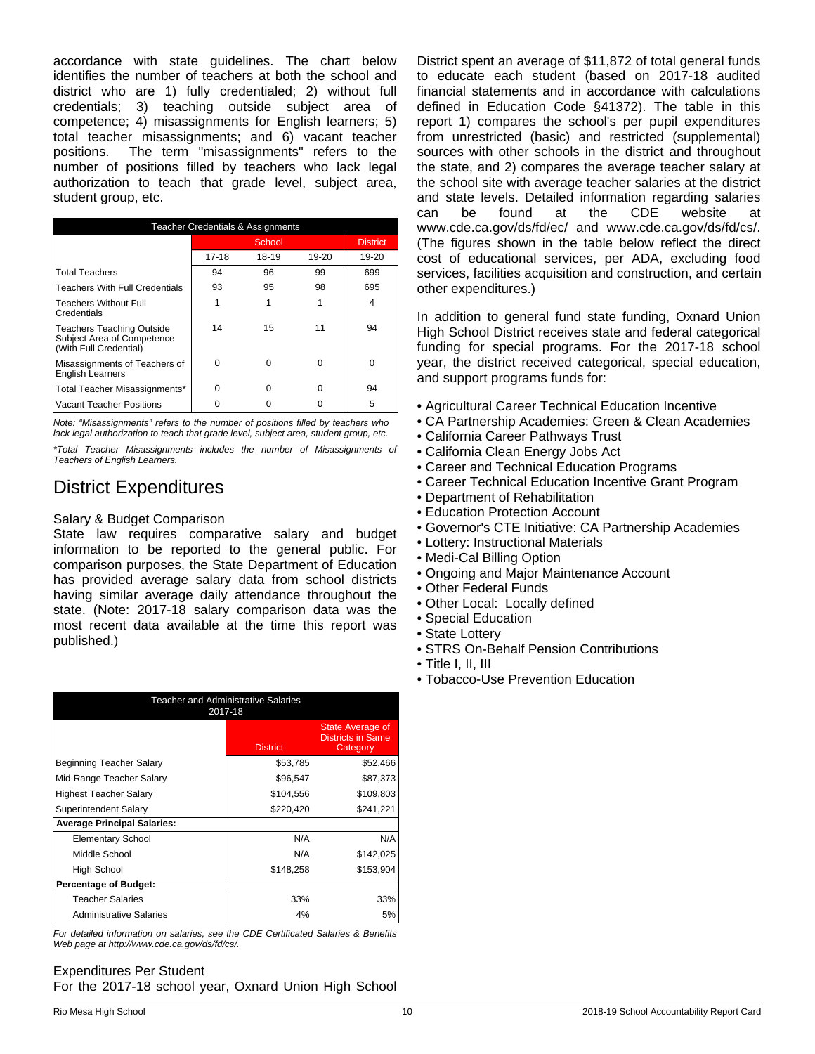accordance with state guidelines. The chart below identifies the number of teachers at both the school and district who are 1) fully credentialed; 2) without full credentials; 3) teaching outside subject area of competence; 4) misassignments for English learners; 5) total teacher misassignments; and 6) vacant teacher positions. The term "misassignments" refers to the number of positions filled by teachers who lack legal authorization to teach that grade level, subject area, student group, etc.

| Teacher Credentials & Assignments | | | | |
|---|---|---|---|---|
| | School | | | District |
| | 17-18 | 18-19 | 19-20 | 19-20 |
| Total Teachers | 94 | 96 | 99 | 699 |
| Teachers With Full Credentials | 93 | 95 | 98 | 695 |
| Teachers Without Full Credentials | 1 | 1 | 1 | 4 |
| Teachers Teaching Outside Subject Area of Competence (With Full Credential) | 14 | 15 | 11 | 94 |
| Misassignments of Teachers of English Learners | 0 | 0 | 0 | 0 |
| Total Teacher Misassignments* | 0 | 0 | 0 | 94 |
| Vacant Teacher Positions | 0 | 0 | 0 | 5 |

*Note: "Misassignments" refers to the number of positions filled by teachers who lack legal authorization to teach that grade level, subject area, student group, etc.*

*\*Total Teacher Misassignments includes the number of Misassignments of Teachers of English Learners.*

# District Expenditures

## Salary & Budget Comparison

State law requires comparative salary and budget information to be reported to the general public. For comparison purposes, the State Department of Education has provided average salary data from school districts having similar average daily attendance throughout the state. (Note: 2017-18 salary comparison data was the most recent data available at the time this report was published.)

| Teacher and Administrative Salaries 2017-18 | | |
|---|---|---|
| | District | State Average of Districts in Same Category |
| Beginning Teacher Salary | $53,785 | $52,466 |
| Mid-Range Teacher Salary | $96,547 | $87,373 |
| Highest Teacher Salary | $104,556 | $109,803 |
| Superintendent Salary | $220,420 | $241,221 |
| **Average Principal Salaries:** | | |
| Elementary School | N/A | N/A |
| Middle School | N/A | $142,025 |
| High School | $148,258 | $153,904 |
| **Percentage of Budget:** | | |
| Teacher Salaries | 33% | 33% |
| Administrative Salaries | 4% | 5% |

*For detailed information on salaries, see the CDE Certificated Salaries & Benefits Web page at http://www.cde.ca.gov/ds/fd/cs/.*

## Expenditures Per Student

For the 2017-18 school year, Oxnard Union High School District spent an average of $11,872 of total general funds to educate each student (based on 2017-18 audited financial statements and in accordance with calculations defined in Education Code §41372). The table in this report 1) compares the school's per pupil expenditures from unrestricted (basic) and restricted (supplemental) sources with other schools in the district and throughout the state, and 2) compares the average teacher salary at the school site with average teacher salaries at the district and state levels. Detailed information regarding salaries can be found at the CDE website at www.cde.ca.gov/ds/fd/ec/ and www.cde.ca.gov/ds/fd/cs/. (The figures shown in the table below reflect the direct cost of educational services, per ADA, excluding food services, facilities acquisition and construction, and certain other expenditures.)

In addition to general fund state funding, Oxnard Union High School District receives state and federal categorical funding for special programs. For the 2017-18 school year, the district received categorical, special education, and support programs funds for:

- Agricultural Career Technical Education Incentive
- CA Partnership Academies: Green & Clean Academies
- California Career Pathways Trust
- California Clean Energy Jobs Act
- Career and Technical Education Programs
- Career Technical Education Incentive Grant Program
- Department of Rehabilitation
- Education Protection Account
- Governor's CTE Initiative: CA Partnership Academies
- Lottery: Instructional Materials
- Medi-Cal Billing Option
- Ongoing and Major Maintenance Account
- Other Federal Funds
- Other Local: Locally defined
- Special Education
- State Lottery
- STRS On-Behalf Pension Contributions
- Title I, II, III
- Tobacco-Use Prevention Education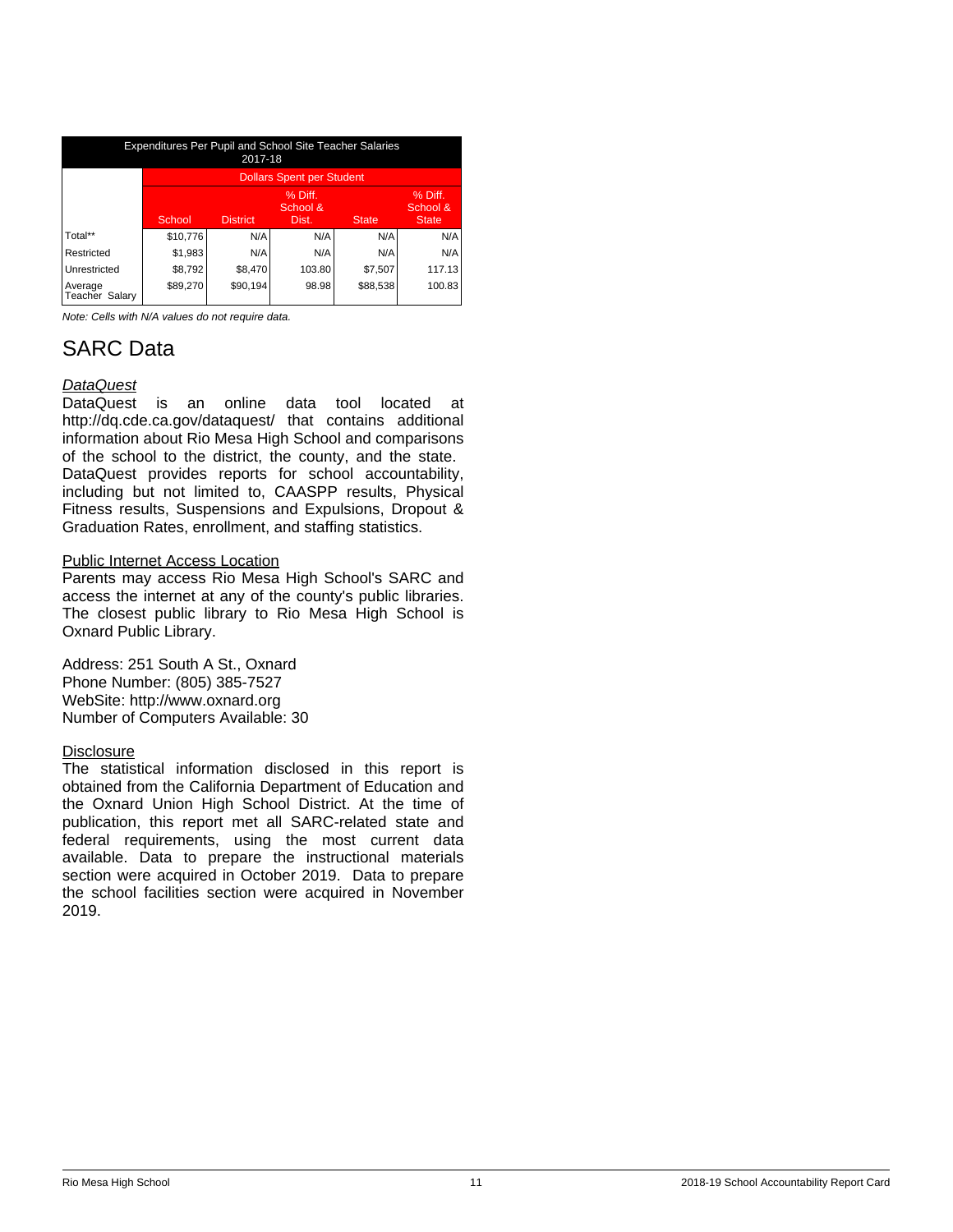| Expenditures Per Pupil and School Site Teacher Salaries 2017-18 | | | | | |
|---|---|---|---|---|---|
| | Dollars Spent per Student | | | | |
| | School | District | % Diff. School & Dist. | State | % Diff. School & State |
| Total** | $10,776 | N/A | N/A | N/A | N/A |
| Restricted | $1,983 | N/A | N/A | N/A | N/A |
| Unrestricted | $8,792 | $8,470 | 103.80 | $7,507 | 117.13 |
| Average Teacher Salary | $89,270 | $90,194 | 98.98 | $88,538 | 100.83 |

*Note: Cells with N/A values do not require data.*

# SARC Data

*DataQuest*

DataQuest is an online data tool located at http://dq.cde.ca.gov/dataquest/ that contains additional information about Rio Mesa High School and comparisons of the school to the district, the county, and the state. DataQuest provides reports for school accountability, including but not limited to, CAASPP results, Physical Fitness results, Suspensions and Expulsions, Dropout & Graduation Rates, enrollment, and staffing statistics.

Public Internet Access Location

Parents may access Rio Mesa High School's SARC and access the internet at any of the county's public libraries. The closest public library to Rio Mesa High School is Oxnard Public Library.

Address: 251 South A St., Oxnard
Phone Number: (805) 385-7527
WebSite: http://www.oxnard.org
Number of Computers Available: 30

Disclosure

The statistical information disclosed in this report is obtained from the California Department of Education and the Oxnard Union High School District. At the time of publication, this report met all SARC-related state and federal requirements, using the most current data available. Data to prepare the instructional materials section were acquired in October 2019. Data to prepare the school facilities section were acquired in November 2019.